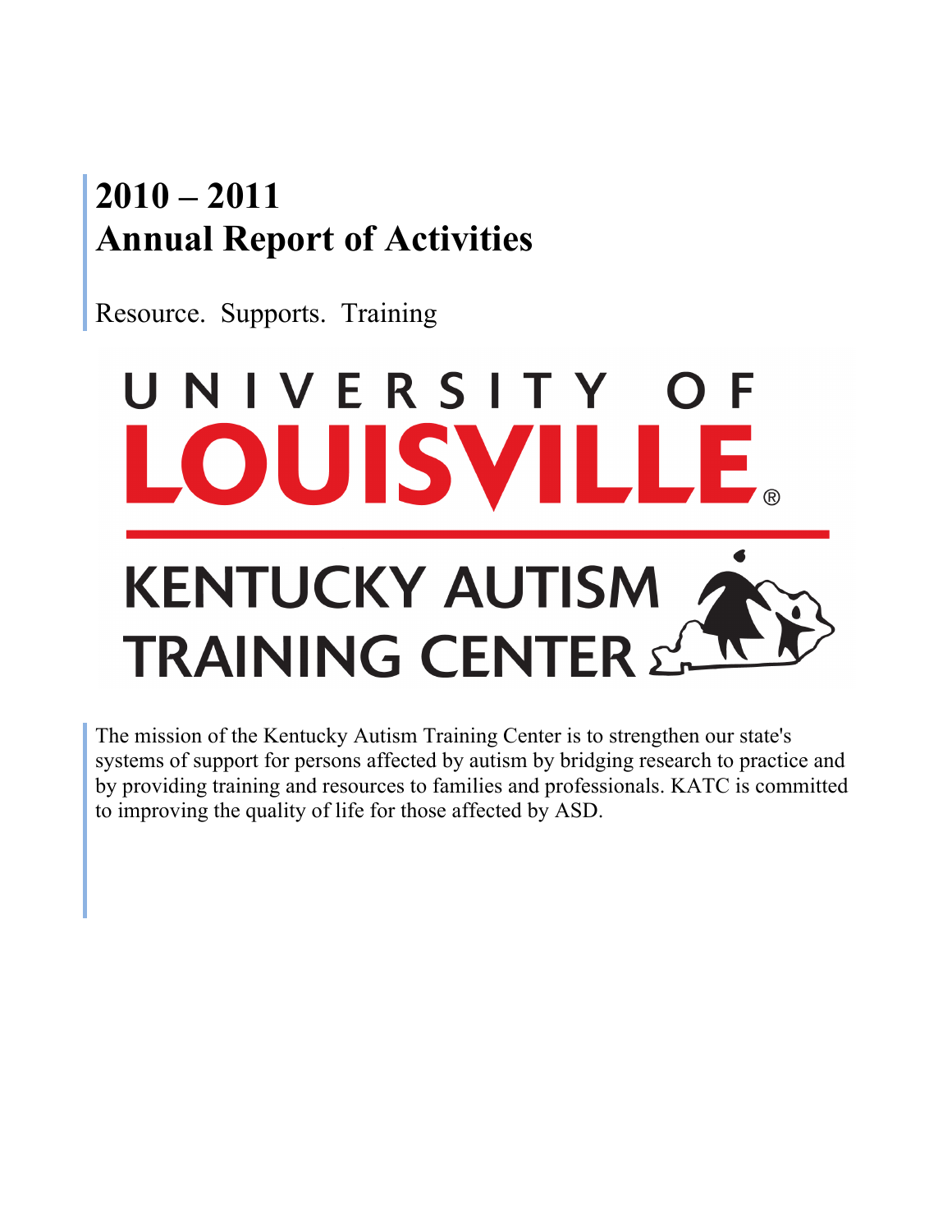# 2010 – 2011
# Annual Report of Activities

Resource. Supports. Training

UNIVERSITY OF LOUISVILLE®

KENTUCKY AUTISM TRAINING CENTER

The mission of the Kentucky Autism Training Center is to strengthen our state's systems of support for persons affected by autism by bridging research to practice and by providing training and resources to families and professionals. KATC is committed to improving the quality of life for those affected by ASD.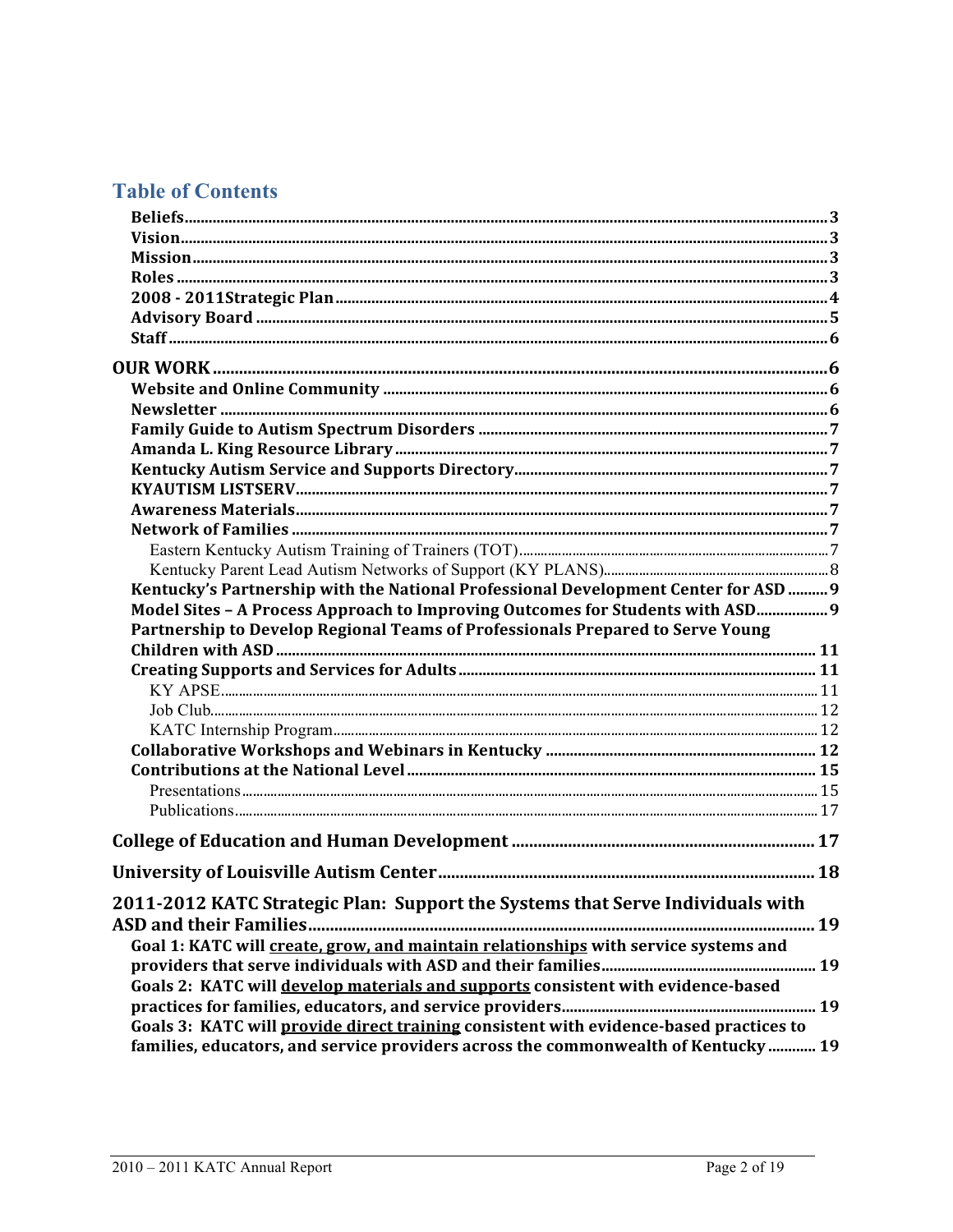# Table of Contents

- **Beliefs** ........ 3
- **Vision** ........ 3
- **Mission** ........ 3
- **Roles** ........ 3
- **2008 - 2011Strategic Plan** ........ 4
- **Advisory Board** ........ 5
- **Staff** ........ 6

**OUR WORK** ........ 6

- **Website and Online Community** ........ 6
- **Newsletter** ........ 6
- **Family Guide to Autism Spectrum Disorders** ........ 7
- **Amanda L. King Resource Library** ........ 7
- **Kentucky Autism Service and Supports Directory** ........ 7
- **KYAUTISM LISTSERV** ........ 7
- **Awareness Materials** ........ 7
- **Network of Families** ........ 7
  - Eastern Kentucky Autism Training of Trainers (TOT) ........ 7
  - Kentucky Parent Lead Autism Networks of Support (KY PLANS) ........ 8
- **Kentucky's Partnership with the National Professional Development Center for ASD** ........ 9
- **Model Sites – A Process Approach to Improving Outcomes for Students with ASD** ........ 9
- **Partnership to Develop Regional Teams of Professionals Prepared to Serve Young Children with ASD** ........ 11
- **Creating Supports and Services for Adults** ........ 11
  - KY APSE ........ 11
  - Job Club ........ 12
  - KATC Internship Program ........ 12
- **Collaborative Workshops and Webinars in Kentucky** ........ 12
- **Contributions at the National Level** ........ 15
  - Presentations ........ 15
  - Publications ........ 17

**College of Education and Human Development** ........ 17

**University of Louisville Autism Center** ........ 18

**2011-2012 KATC Strategic Plan: Support the Systems that Serve Individuals with ASD and their Families** ........ 19

- **Goal 1: KATC will create, grow, and maintain relationships with service systems and providers that serve individuals with ASD and their families** ........ 19
- **Goals 2: KATC will develop materials and supports consistent with evidence-based practices for families, educators, and service providers** ........ 19
- **Goals 3: KATC will provide direct training consistent with evidence-based practices to families, educators, and service providers across the commonwealth of Kentucky** ........ 19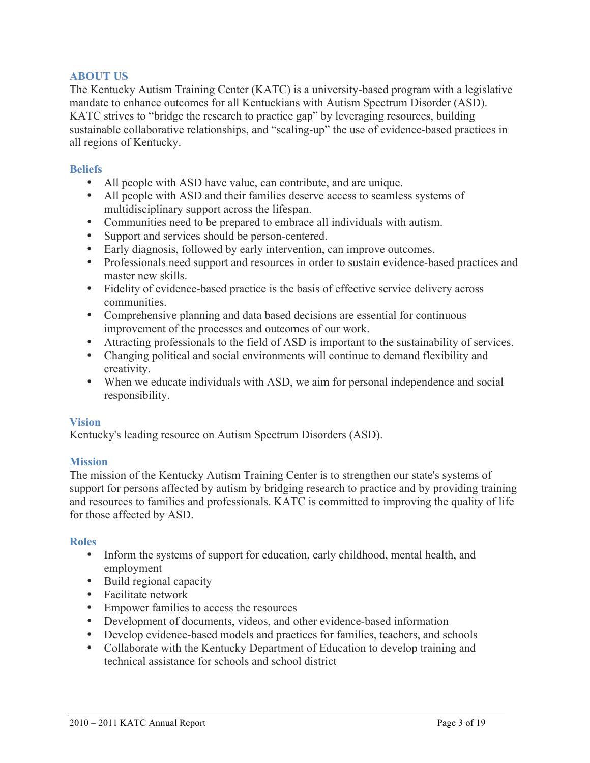## ABOUT US

The Kentucky Autism Training Center (KATC) is a university-based program with a legislative mandate to enhance outcomes for all Kentuckians with Autism Spectrum Disorder (ASD). KATC strives to "bridge the research to practice gap" by leveraging resources, building sustainable collaborative relationships, and "scaling-up" the use of evidence-based practices in all regions of Kentucky.

### Beliefs

- All people with ASD have value, can contribute, and are unique.
- All people with ASD and their families deserve access to seamless systems of multidisciplinary support across the lifespan.
- Communities need to be prepared to embrace all individuals with autism.
- Support and services should be person-centered.
- Early diagnosis, followed by early intervention, can improve outcomes.
- Professionals need support and resources in order to sustain evidence-based practices and master new skills.
- Fidelity of evidence-based practice is the basis of effective service delivery across communities.
- Comprehensive planning and data based decisions are essential for continuous improvement of the processes and outcomes of our work.
- Attracting professionals to the field of ASD is important to the sustainability of services.
- Changing political and social environments will continue to demand flexibility and creativity.
- When we educate individuals with ASD, we aim for personal independence and social responsibility.

### Vision

Kentucky's leading resource on Autism Spectrum Disorders (ASD).

### Mission

The mission of the Kentucky Autism Training Center is to strengthen our state's systems of support for persons affected by autism by bridging research to practice and by providing training and resources to families and professionals. KATC is committed to improving the quality of life for those affected by ASD.

### Roles

- Inform the systems of support for education, early childhood, mental health, and employment
- Build regional capacity
- Facilitate network
- Empower families to access the resources
- Development of documents, videos, and other evidence-based information
- Develop evidence-based models and practices for families, teachers, and schools
- Collaborate with the Kentucky Department of Education to develop training and technical assistance for schools and school district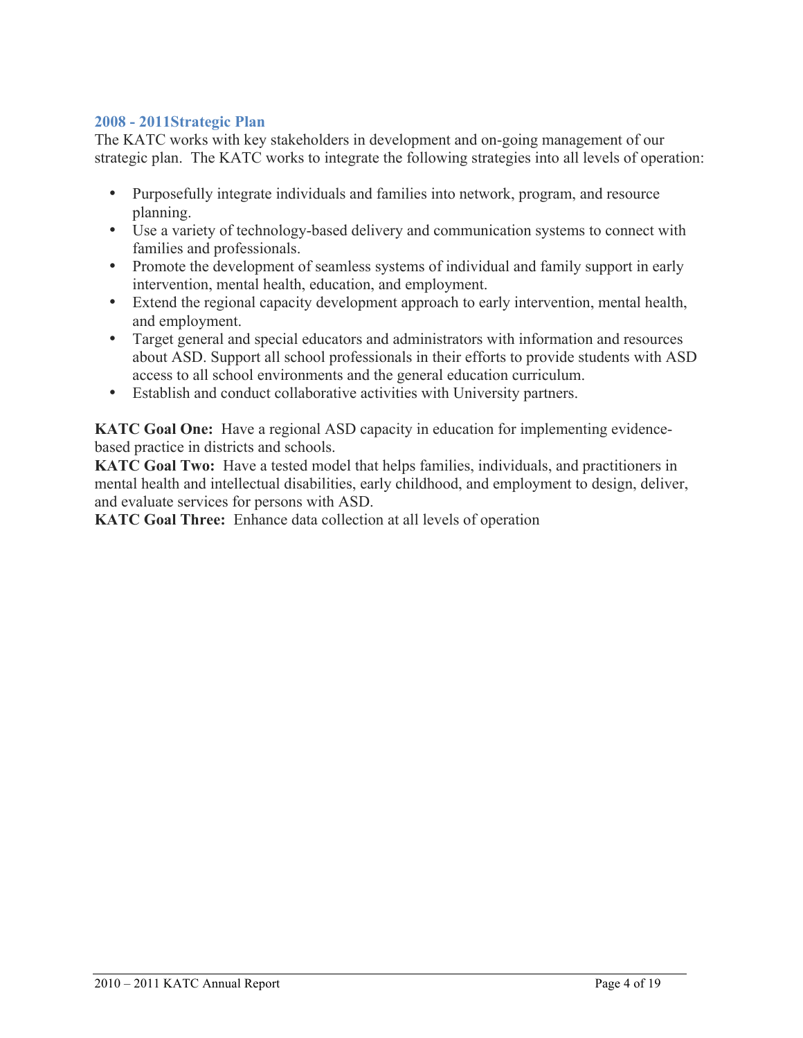## 2008 - 2011Strategic Plan

The KATC works with key stakeholders in development and on-going management of our strategic plan. The KATC works to integrate the following strategies into all levels of operation:

- Purposefully integrate individuals and families into network, program, and resource planning.
- Use a variety of technology-based delivery and communication systems to connect with families and professionals.
- Promote the development of seamless systems of individual and family support in early intervention, mental health, education, and employment.
- Extend the regional capacity development approach to early intervention, mental health, and employment.
- Target general and special educators and administrators with information and resources about ASD. Support all school professionals in their efforts to provide students with ASD access to all school environments and the general education curriculum.
- Establish and conduct collaborative activities with University partners.

**KATC Goal One:** Have a regional ASD capacity in education for implementing evidence-based practice in districts and schools.
**KATC Goal Two:** Have a tested model that helps families, individuals, and practitioners in mental health and intellectual disabilities, early childhood, and employment to design, deliver, and evaluate services for persons with ASD.
**KATC Goal Three:** Enhance data collection at all levels of operation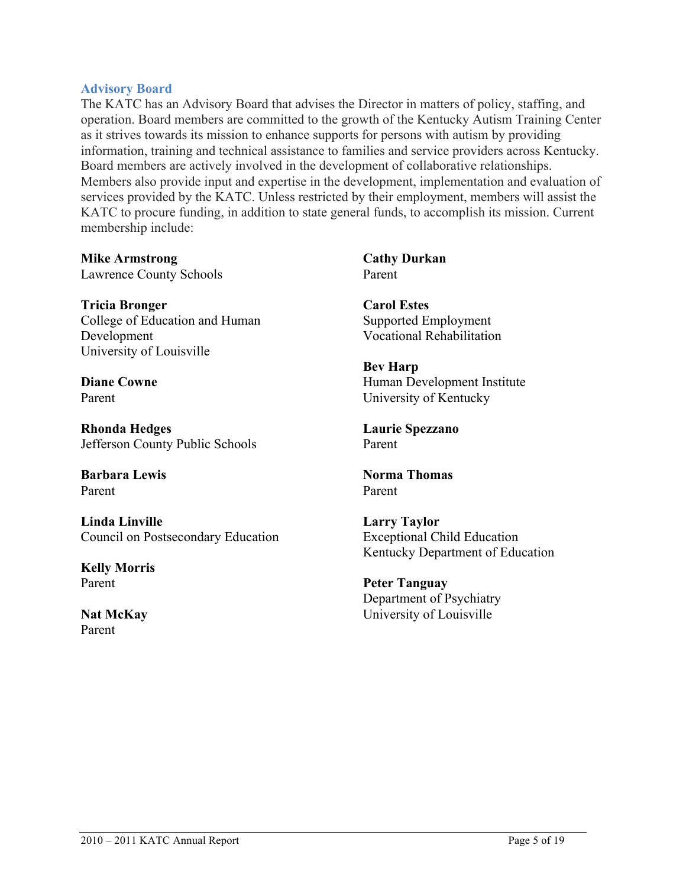## Advisory Board

The KATC has an Advisory Board that advises the Director in matters of policy, staffing, and operation. Board members are committed to the growth of the Kentucky Autism Training Center as it strives towards its mission to enhance supports for persons with autism by providing information, training and technical assistance to families and service providers across Kentucky. Board members are actively involved in the development of collaborative relationships. Members also provide input and expertise in the development, implementation and evaluation of services provided by the KATC. Unless restricted by their employment, members will assist the KATC to procure funding, in addition to state general funds, to accomplish its mission. Current membership include:

**Mike Armstrong**
Lawrence County Schools

**Tricia Bronger**
College of Education and Human Development
University of Louisville

**Diane Cowne**
Parent

**Rhonda Hedges**
Jefferson County Public Schools

**Barbara Lewis**
Parent

**Linda Linville**
Council on Postsecondary Education

**Kelly Morris**
Parent

**Nat McKay**
Parent

**Cathy Durkan**
Parent

**Carol Estes**
Supported Employment
Vocational Rehabilitation

**Bev Harp**
Human Development Institute
University of Kentucky

**Laurie Spezzano**
Parent

**Norma Thomas**
Parent

**Larry Taylor**
Exceptional Child Education
Kentucky Department of Education

**Peter Tanguay**
Department of Psychiatry
University of Louisville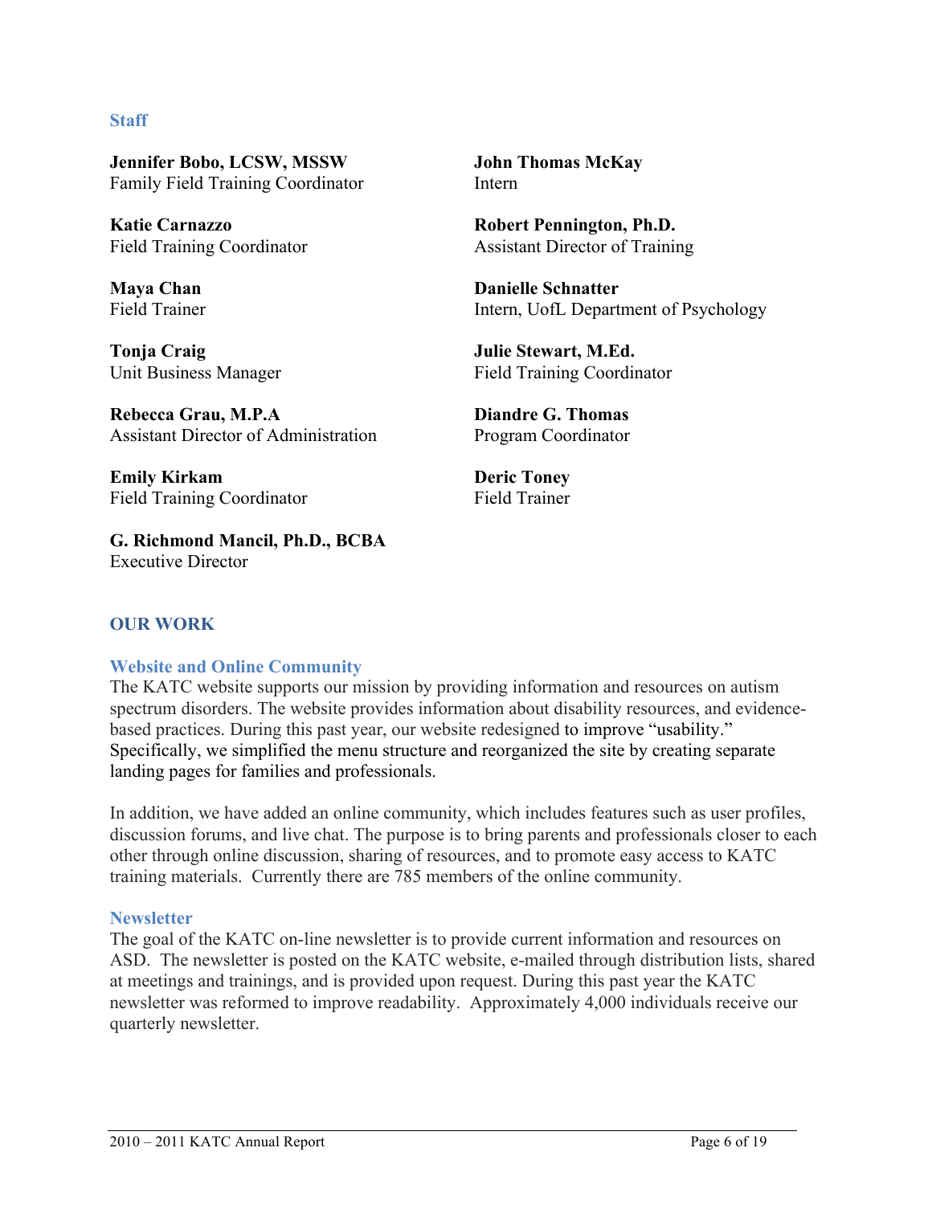## Staff

**Jennifer Bobo, LCSW, MSSW**
Family Field Training Coordinator

**Katie Carnazzo**
Field Training Coordinator

**Maya Chan**
Field Trainer

**Tonja Craig**
Unit Business Manager

**Rebecca Grau, M.P.A**
Assistant Director of Administration

**Emily Kirkam**
Field Training Coordinator

**G. Richmond Mancil, Ph.D., BCBA**
Executive Director

**John Thomas McKay**
Intern

**Robert Pennington, Ph.D.**
Assistant Director of Training

**Danielle Schnatter**
Intern, UofL Department of Psychology

**Julie Stewart, M.Ed.**
Field Training Coordinator

**Diandre G. Thomas**
Program Coordinator

**Deric Toney**
Field Trainer

## OUR WORK

### Website and Online Community

The KATC website supports our mission by providing information and resources on autism spectrum disorders. The website provides information about disability resources, and evidence-based practices. During this past year, our website redesigned to improve "usability." Specifically, we simplified the menu structure and reorganized the site by creating separate landing pages for families and professionals.

In addition, we have added an online community, which includes features such as user profiles, discussion forums, and live chat. The purpose is to bring parents and professionals closer to each other through online discussion, sharing of resources, and to promote easy access to KATC training materials. Currently there are 785 members of the online community.

### Newsletter

The goal of the KATC on-line newsletter is to provide current information and resources on ASD. The newsletter is posted on the KATC website, e-mailed through distribution lists, shared at meetings and trainings, and is provided upon request. During this past year the KATC newsletter was reformed to improve readability. Approximately 4,000 individuals receive our quarterly newsletter.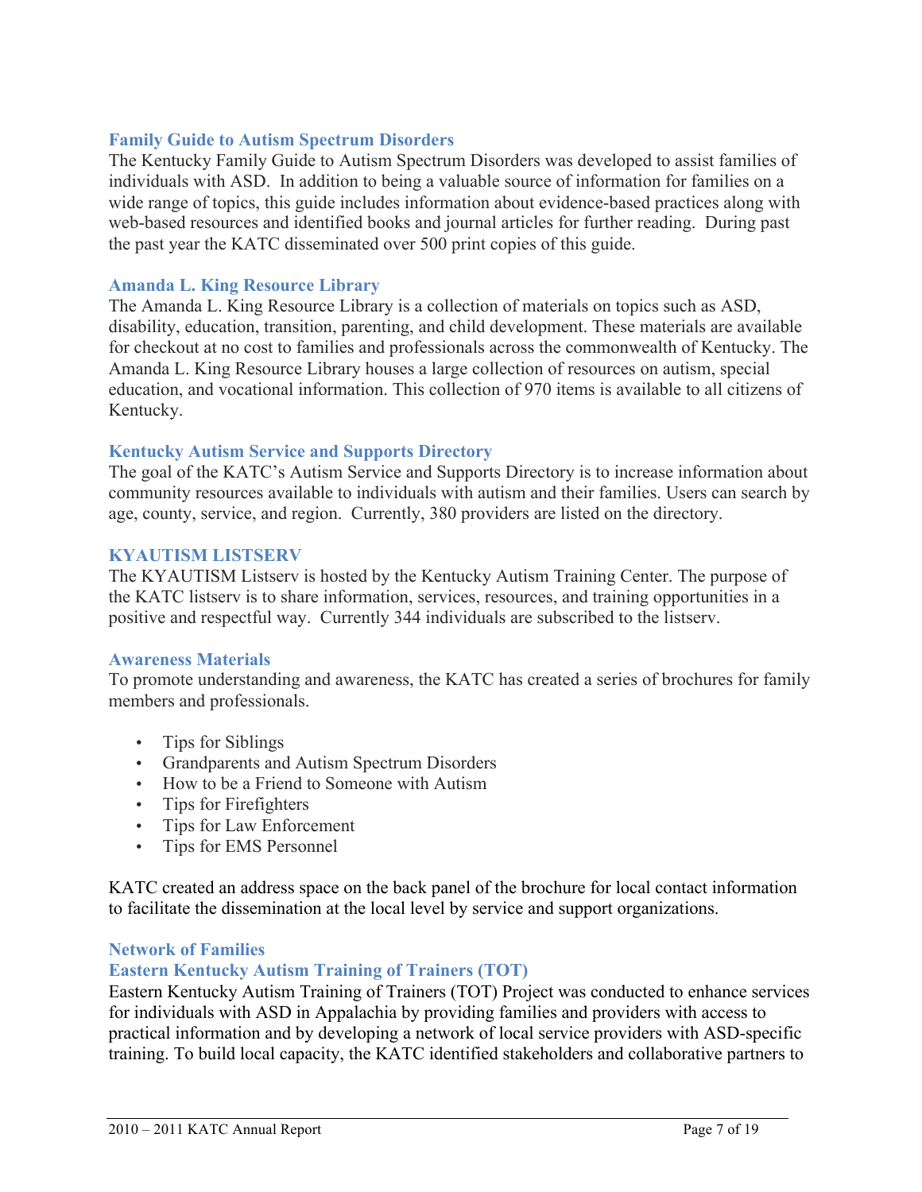### Family Guide to Autism Spectrum Disorders

The Kentucky Family Guide to Autism Spectrum Disorders was developed to assist families of individuals with ASD. In addition to being a valuable source of information for families on a wide range of topics, this guide includes information about evidence-based practices along with web-based resources and identified books and journal articles for further reading. During past the past year the KATC disseminated over 500 print copies of this guide.

### Amanda L. King Resource Library

The Amanda L. King Resource Library is a collection of materials on topics such as ASD, disability, education, transition, parenting, and child development. These materials are available for checkout at no cost to families and professionals across the commonwealth of Kentucky. The Amanda L. King Resource Library houses a large collection of resources on autism, special education, and vocational information. This collection of 970 items is available to all citizens of Kentucky.

### Kentucky Autism Service and Supports Directory

The goal of the KATC's Autism Service and Supports Directory is to increase information about community resources available to individuals with autism and their families. Users can search by age, county, service, and region. Currently, 380 providers are listed on the directory.

### KYAUTISM LISTSERV

The KYAUTISM Listserv is hosted by the Kentucky Autism Training Center. The purpose of the KATC listserv is to share information, services, resources, and training opportunities in a positive and respectful way. Currently 344 individuals are subscribed to the listserv.

### Awareness Materials

To promote understanding and awareness, the KATC has created a series of brochures for family members and professionals.

- Tips for Siblings
- Grandparents and Autism Spectrum Disorders
- How to be a Friend to Someone with Autism
- Tips for Firefighters
- Tips for Law Enforcement
- Tips for EMS Personnel

KATC created an address space on the back panel of the brochure for local contact information to facilitate the dissemination at the local level by service and support organizations.

### Network of Families

### Eastern Kentucky Autism Training of Trainers (TOT)

Eastern Kentucky Autism Training of Trainers (TOT) Project was conducted to enhance services for individuals with ASD in Appalachia by providing families and providers with access to practical information and by developing a network of local service providers with ASD-specific training. To build local capacity, the KATC identified stakeholders and collaborative partners to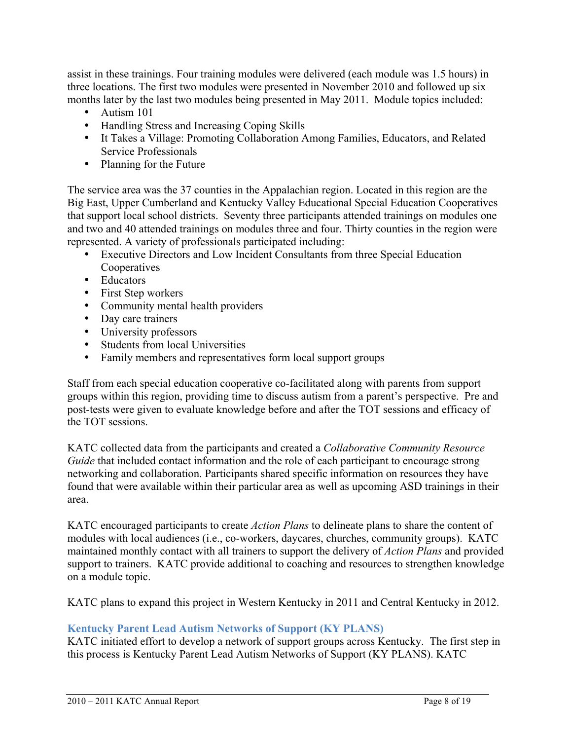assist in these trainings. Four training modules were delivered (each module was 1.5 hours) in three locations. The first two modules were presented in November 2010 and followed up six months later by the last two modules being presented in May 2011. Module topics included:

- Autism 101
- Handling Stress and Increasing Coping Skills
- It Takes a Village: Promoting Collaboration Among Families, Educators, and Related Service Professionals
- Planning for the Future

The service area was the 37 counties in the Appalachian region. Located in this region are the Big East, Upper Cumberland and Kentucky Valley Educational Special Education Cooperatives that support local school districts. Seventy three participants attended trainings on modules one and two and 40 attended trainings on modules three and four. Thirty counties in the region were represented. A variety of professionals participated including:

- Executive Directors and Low Incident Consultants from three Special Education Cooperatives
- Educators
- First Step workers
- Community mental health providers
- Day care trainers
- University professors
- Students from local Universities
- Family members and representatives form local support groups

Staff from each special education cooperative co-facilitated along with parents from support groups within this region, providing time to discuss autism from a parent's perspective. Pre and post-tests were given to evaluate knowledge before and after the TOT sessions and efficacy of the TOT sessions.

KATC collected data from the participants and created a *Collaborative Community Resource Guide* that included contact information and the role of each participant to encourage strong networking and collaboration. Participants shared specific information on resources they have found that were available within their particular area as well as upcoming ASD trainings in their area.

KATC encouraged participants to create *Action Plans* to delineate plans to share the content of modules with local audiences (i.e., co-workers, daycares, churches, community groups). KATC maintained monthly contact with all trainers to support the delivery of *Action Plans* and provided support to trainers. KATC provide additional to coaching and resources to strengthen knowledge on a module topic.

KATC plans to expand this project in Western Kentucky in 2011 and Central Kentucky in 2012.

### Kentucky Parent Lead Autism Networks of Support (KY PLANS)

KATC initiated effort to develop a network of support groups across Kentucky. The first step in this process is Kentucky Parent Lead Autism Networks of Support (KY PLANS). KATC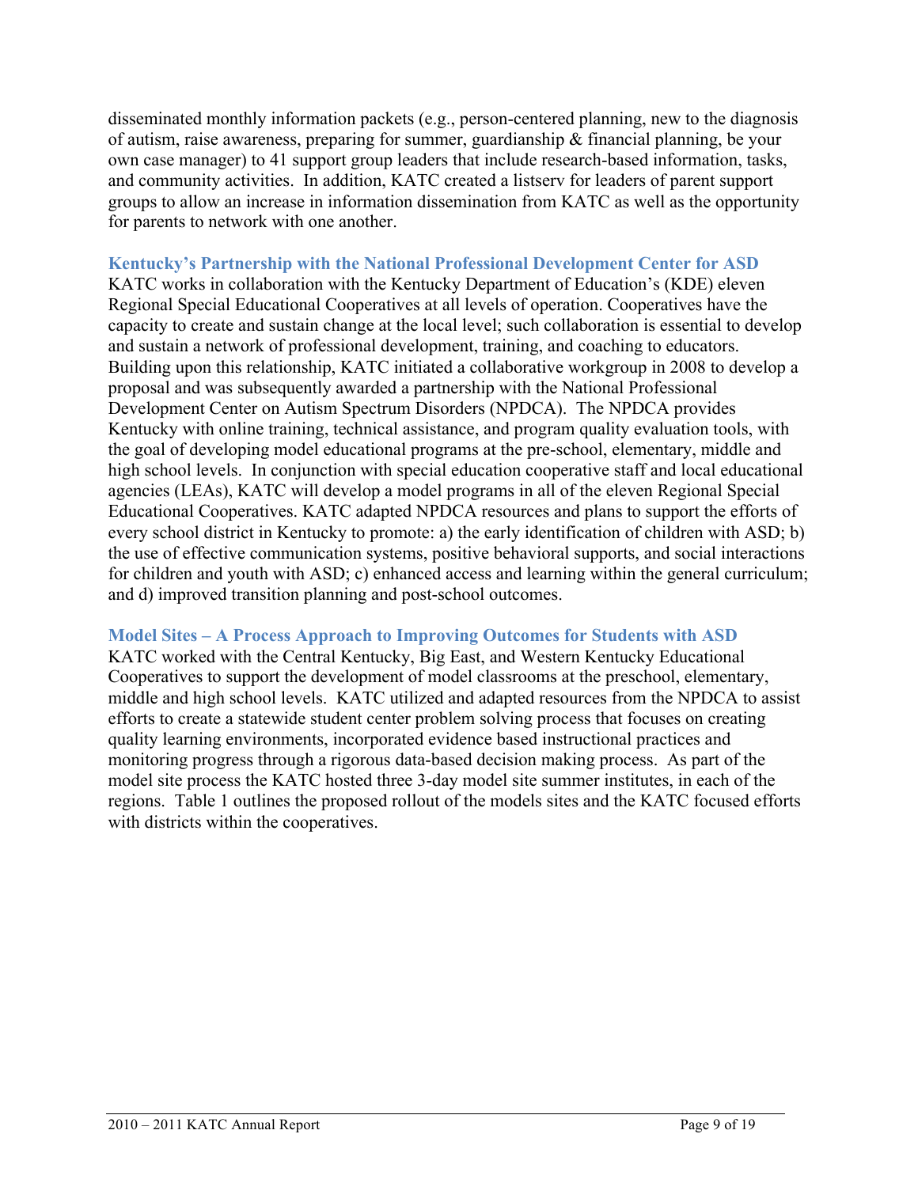disseminated monthly information packets (e.g., person-centered planning, new to the diagnosis of autism, raise awareness, preparing for summer, guardianship & financial planning, be your own case manager) to 41 support group leaders that include research-based information, tasks, and community activities. In addition, KATC created a listserv for leaders of parent support groups to allow an increase in information dissemination from KATC as well as the opportunity for parents to network with one another.

### Kentucky's Partnership with the National Professional Development Center for ASD

KATC works in collaboration with the Kentucky Department of Education's (KDE) eleven Regional Special Educational Cooperatives at all levels of operation. Cooperatives have the capacity to create and sustain change at the local level; such collaboration is essential to develop and sustain a network of professional development, training, and coaching to educators. Building upon this relationship, KATC initiated a collaborative workgroup in 2008 to develop a proposal and was subsequently awarded a partnership with the National Professional Development Center on Autism Spectrum Disorders (NPDCA). The NPDCA provides Kentucky with online training, technical assistance, and program quality evaluation tools, with the goal of developing model educational programs at the pre-school, elementary, middle and high school levels. In conjunction with special education cooperative staff and local educational agencies (LEAs), KATC will develop a model programs in all of the eleven Regional Special Educational Cooperatives. KATC adapted NPDCA resources and plans to support the efforts of every school district in Kentucky to promote: a) the early identification of children with ASD; b) the use of effective communication systems, positive behavioral supports, and social interactions for children and youth with ASD; c) enhanced access and learning within the general curriculum; and d) improved transition planning and post-school outcomes.

### Model Sites – A Process Approach to Improving Outcomes for Students with ASD

KATC worked with the Central Kentucky, Big East, and Western Kentucky Educational Cooperatives to support the development of model classrooms at the preschool, elementary, middle and high school levels. KATC utilized and adapted resources from the NPDCA to assist efforts to create a statewide student center problem solving process that focuses on creating quality learning environments, incorporated evidence based instructional practices and monitoring progress through a rigorous data-based decision making process. As part of the model site process the KATC hosted three 3-day model site summer institutes, in each of the regions. Table 1 outlines the proposed rollout of the models sites and the KATC focused efforts with districts within the cooperatives.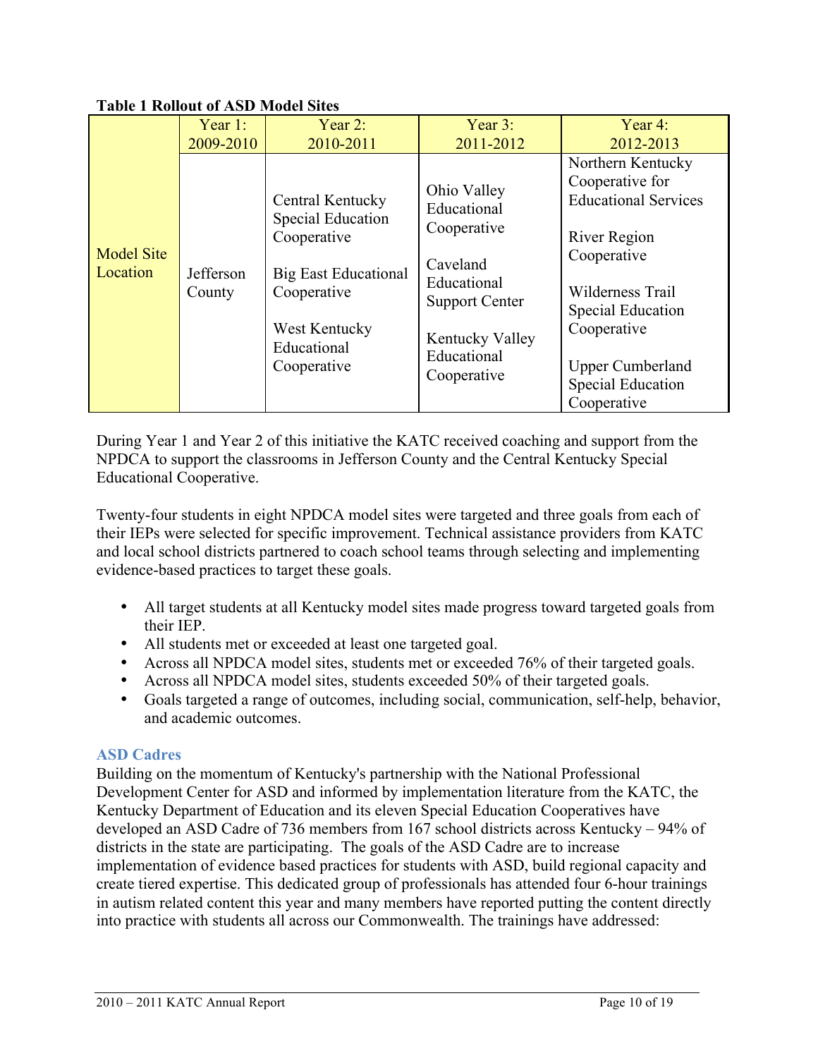**Table 1 Rollout of ASD Model Sites**

| | Year 1: 2009-2010 | Year 2: 2010-2011 | Year 3: 2011-2012 | Year 4: 2012-2013 |
|---|---|---|---|---|
| Model Site Location | Jefferson County | Central Kentucky Special Education Cooperative<br><br>Big East Educational Cooperative<br><br>West Kentucky Educational Cooperative | Ohio Valley Educational Cooperative<br><br>Caveland Educational Support Center<br><br>Kentucky Valley Educational Cooperative | Northern Kentucky Cooperative for Educational Services<br><br>River Region Cooperative<br><br>Wilderness Trail Special Education Cooperative<br><br>Upper Cumberland Special Education Cooperative |

During Year 1 and Year 2 of this initiative the KATC received coaching and support from the NPDCA to support the classrooms in Jefferson County and the Central Kentucky Special Educational Cooperative.

Twenty-four students in eight NPDCA model sites were targeted and three goals from each of their IEPs were selected for specific improvement. Technical assistance providers from KATC and local school districts partnered to coach school teams through selecting and implementing evidence-based practices to target these goals.

- All target students at all Kentucky model sites made progress toward targeted goals from their IEP.
- All students met or exceeded at least one targeted goal.
- Across all NPDCA model sites, students met or exceeded 76% of their targeted goals.
- Across all NPDCA model sites, students exceeded 50% of their targeted goals.
- Goals targeted a range of outcomes, including social, communication, self-help, behavior, and academic outcomes.

### ASD Cadres

Building on the momentum of Kentucky's partnership with the National Professional Development Center for ASD and informed by implementation literature from the KATC, the Kentucky Department of Education and its eleven Special Education Cooperatives have developed an ASD Cadre of 736 members from 167 school districts across Kentucky – 94% of districts in the state are participating. The goals of the ASD Cadre are to increase implementation of evidence based practices for students with ASD, build regional capacity and create tiered expertise. This dedicated group of professionals has attended four 6-hour trainings in autism related content this year and many members have reported putting the content directly into practice with students all across our Commonwealth. The trainings have addressed: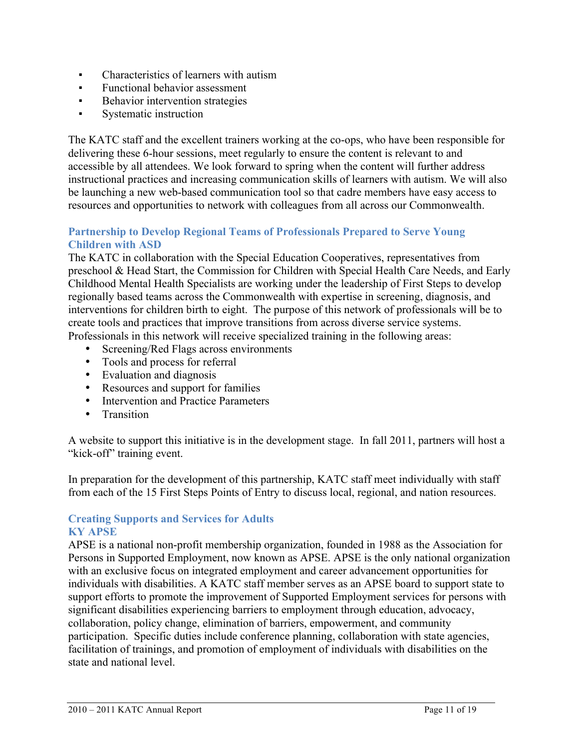- Characteristics of learners with autism
- Functional behavior assessment
- Behavior intervention strategies
- Systematic instruction

The KATC staff and the excellent trainers working at the co-ops, who have been responsible for delivering these 6-hour sessions, meet regularly to ensure the content is relevant to and accessible by all attendees. We look forward to spring when the content will further address instructional practices and increasing communication skills of learners with autism. We will also be launching a new web-based communication tool so that cadre members have easy access to resources and opportunities to network with colleagues from all across our Commonwealth.

### Partnership to Develop Regional Teams of Professionals Prepared to Serve Young Children with ASD

The KATC in collaboration with the Special Education Cooperatives, representatives from preschool & Head Start, the Commission for Children with Special Health Care Needs, and Early Childhood Mental Health Specialists are working under the leadership of First Steps to develop regionally based teams across the Commonwealth with expertise in screening, diagnosis, and interventions for children birth to eight. The purpose of this network of professionals will be to create tools and practices that improve transitions from across diverse service systems. Professionals in this network will receive specialized training in the following areas:

- Screening/Red Flags across environments
- Tools and process for referral
- Evaluation and diagnosis
- Resources and support for families
- Intervention and Practice Parameters
- Transition

A website to support this initiative is in the development stage. In fall 2011, partners will host a "kick-off" training event.

In preparation for the development of this partnership, KATC staff meet individually with staff from each of the 15 First Steps Points of Entry to discuss local, regional, and nation resources.

### Creating Supports and Services for Adults

### KY APSE

APSE is a national non-profit membership organization, founded in 1988 as the Association for Persons in Supported Employment, now known as APSE. APSE is the only national organization with an exclusive focus on integrated employment and career advancement opportunities for individuals with disabilities. A KATC staff member serves as an APSE board to support state to support efforts to promote the improvement of Supported Employment services for persons with significant disabilities experiencing barriers to employment through education, advocacy, collaboration, policy change, elimination of barriers, empowerment, and community participation. Specific duties include conference planning, collaboration with state agencies, facilitation of trainings, and promotion of employment of individuals with disabilities on the state and national level.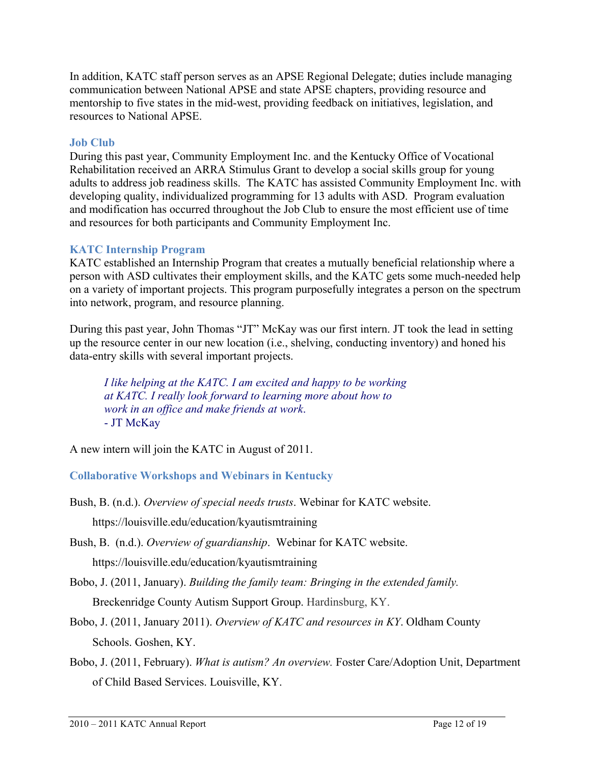In addition, KATC staff person serves as an APSE Regional Delegate; duties include managing communication between National APSE and state APSE chapters, providing resource and mentorship to five states in the mid-west, providing feedback on initiatives, legislation, and resources to National APSE.

### Job Club

During this past year, Community Employment Inc. and the Kentucky Office of Vocational Rehabilitation received an ARRA Stimulus Grant to develop a social skills group for young adults to address job readiness skills. The KATC has assisted Community Employment Inc. with developing quality, individualized programming for 13 adults with ASD. Program evaluation and modification has occurred throughout the Job Club to ensure the most efficient use of time and resources for both participants and Community Employment Inc.

### KATC Internship Program

KATC established an Internship Program that creates a mutually beneficial relationship where a person with ASD cultivates their employment skills, and the KATC gets some much-needed help on a variety of important projects. This program purposefully integrates a person on the spectrum into network, program, and resource planning.

During this past year, John Thomas "JT" McKay was our first intern. JT took the lead in setting up the resource center in our new location (i.e., shelving, conducting inventory) and honed his data-entry skills with several important projects.

> *I like helping at the KATC. I am excited and happy to be working at KATC. I really look forward to learning more about how to work in an office and make friends at work.*
> - JT McKay

A new intern will join the KATC in August of 2011.

### Collaborative Workshops and Webinars in Kentucky

Bush, B. (n.d.). *Overview of special needs trusts*. Webinar for KATC website. https://louisville.edu/education/kyautismtraining

Bush, B. (n.d.). *Overview of guardianship*. Webinar for KATC website. https://louisville.edu/education/kyautismtraining

Bobo, J. (2011, January). *Building the family team: Bringing in the extended family.* Breckenridge County Autism Support Group. Hardinsburg, KY.

Bobo, J. (2011, January 2011). *Overview of KATC and resources in KY*. Oldham County Schools. Goshen, KY.

Bobo, J. (2011, February). *What is autism? An overview.* Foster Care/Adoption Unit, Department of Child Based Services. Louisville, KY.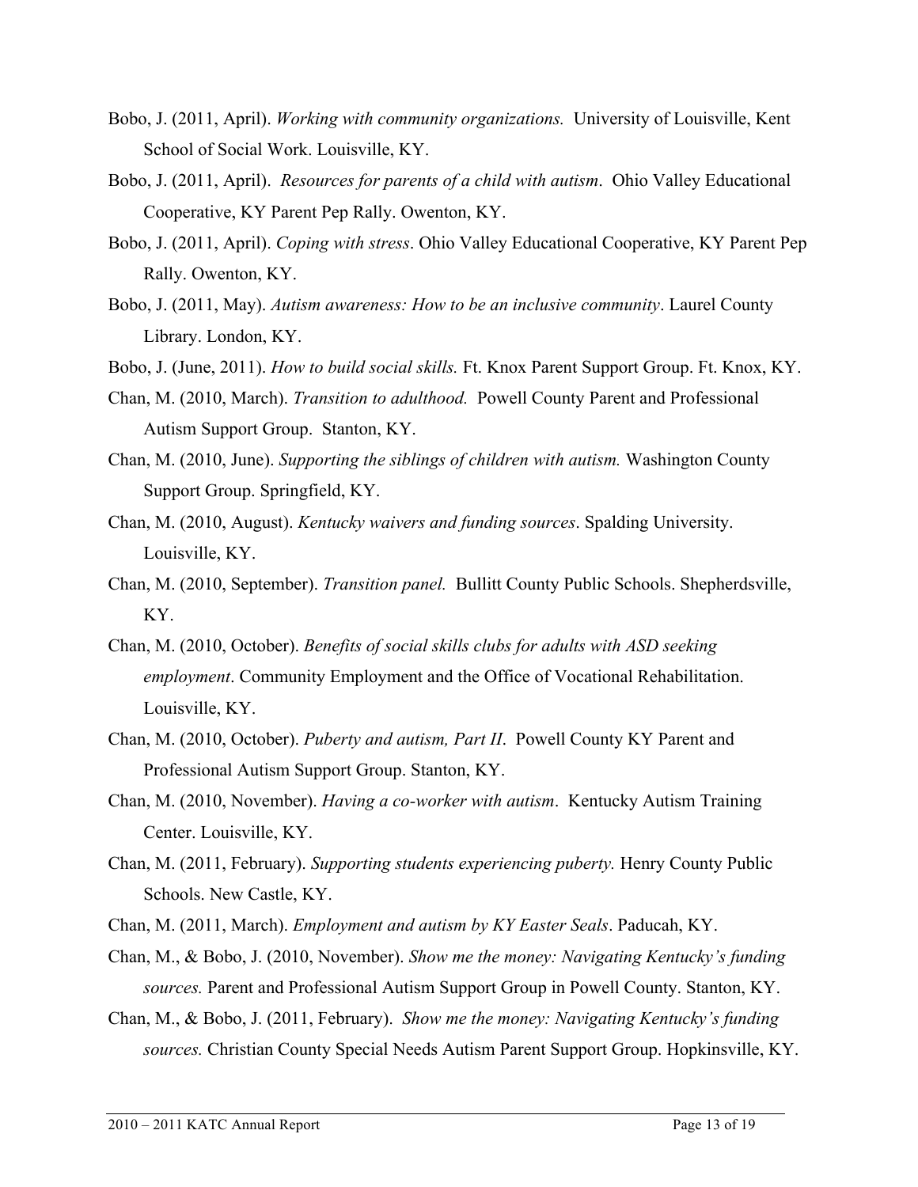Bobo, J. (2011, April). *Working with community organizations.* University of Louisville, Kent School of Social Work. Louisville, KY.

Bobo, J. (2011, April). *Resources for parents of a child with autism*. Ohio Valley Educational Cooperative, KY Parent Pep Rally. Owenton, KY.

Bobo, J. (2011, April). *Coping with stress*. Ohio Valley Educational Cooperative, KY Parent Pep Rally. Owenton, KY.

Bobo, J. (2011, May). *Autism awareness: How to be an inclusive community*. Laurel County Library. London, KY.

Bobo, J. (June, 2011). *How to build social skills.* Ft. Knox Parent Support Group. Ft. Knox, KY.

Chan, M. (2010, March). *Transition to adulthood.* Powell County Parent and Professional Autism Support Group. Stanton, KY.

Chan, M. (2010, June). *Supporting the siblings of children with autism.* Washington County Support Group. Springfield, KY.

Chan, M. (2010, August). *Kentucky waivers and funding sources*. Spalding University. Louisville, KY.

Chan, M. (2010, September). *Transition panel.* Bullitt County Public Schools. Shepherdsville, KY.

Chan, M. (2010, October). *Benefits of social skills clubs for adults with ASD seeking employment*. Community Employment and the Office of Vocational Rehabilitation. Louisville, KY.

Chan, M. (2010, October). *Puberty and autism, Part II*. Powell County KY Parent and Professional Autism Support Group. Stanton, KY.

Chan, M. (2010, November). *Having a co-worker with autism*. Kentucky Autism Training Center. Louisville, KY.

Chan, M. (2011, February). *Supporting students experiencing puberty.* Henry County Public Schools. New Castle, KY.

Chan, M. (2011, March). *Employment and autism by KY Easter Seals*. Paducah, KY.

Chan, M., & Bobo, J. (2010, November). *Show me the money: Navigating Kentucky's funding sources.* Parent and Professional Autism Support Group in Powell County. Stanton, KY.

Chan, M., & Bobo, J. (2011, February). *Show me the money: Navigating Kentucky's funding sources.* Christian County Special Needs Autism Parent Support Group. Hopkinsville, KY.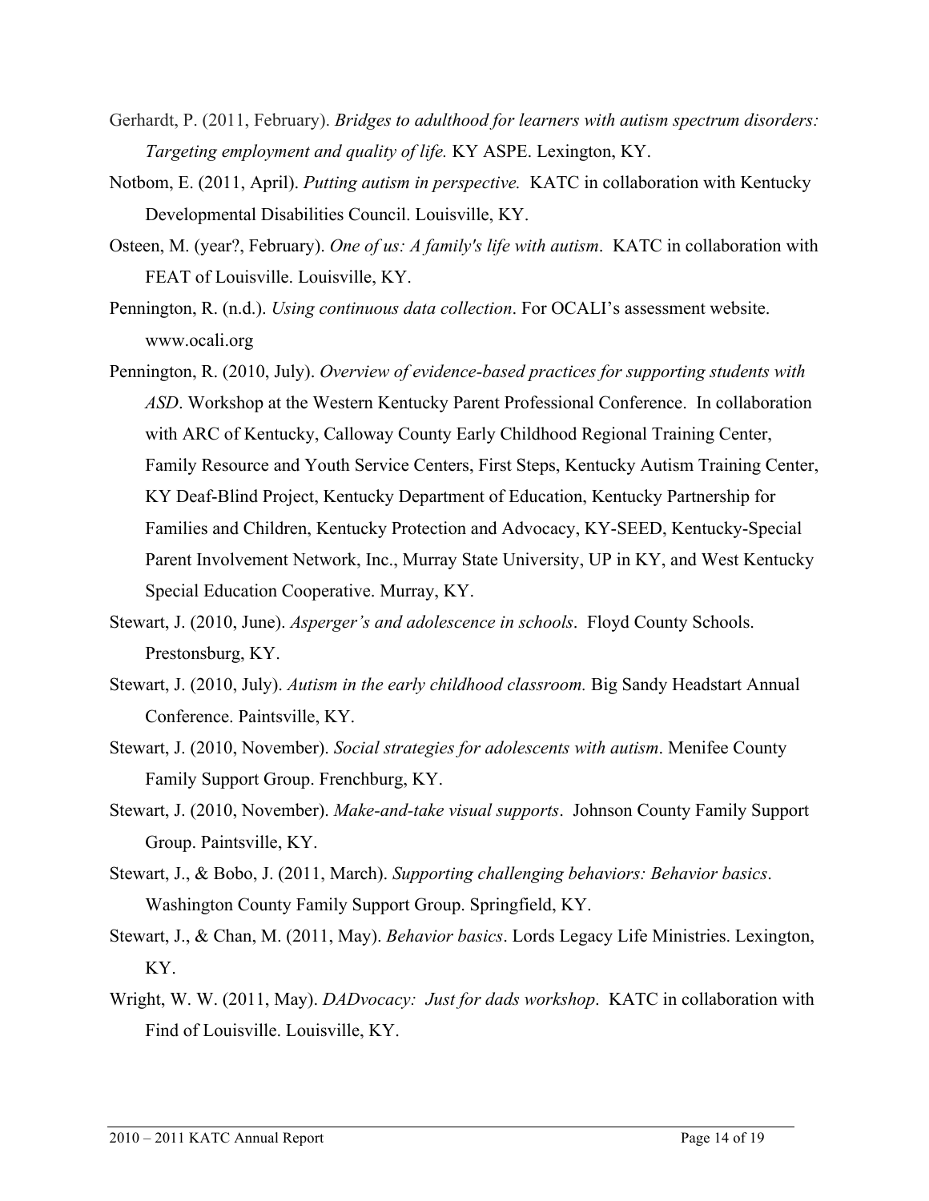Gerhardt, P. (2011, February). *Bridges to adulthood for learners with autism spectrum disorders: Targeting employment and quality of life.* KY ASPE. Lexington, KY.

Notbom, E. (2011, April). *Putting autism in perspective.* KATC in collaboration with Kentucky Developmental Disabilities Council. Louisville, KY.

Osteen, M. (year?, February). *One of us: A family's life with autism*. KATC in collaboration with FEAT of Louisville. Louisville, KY.

Pennington, R. (n.d.). *Using continuous data collection*. For OCALI's assessment website. www.ocali.org

Pennington, R. (2010, July). *Overview of evidence-based practices for supporting students with ASD*. Workshop at the Western Kentucky Parent Professional Conference. In collaboration with ARC of Kentucky, Calloway County Early Childhood Regional Training Center, Family Resource and Youth Service Centers, First Steps, Kentucky Autism Training Center, KY Deaf-Blind Project, Kentucky Department of Education, Kentucky Partnership for Families and Children, Kentucky Protection and Advocacy, KY-SEED, Kentucky-Special Parent Involvement Network, Inc., Murray State University, UP in KY, and West Kentucky Special Education Cooperative. Murray, KY.

Stewart, J. (2010, June). *Asperger's and adolescence in schools*. Floyd County Schools. Prestonsburg, KY.

Stewart, J. (2010, July). *Autism in the early childhood classroom.* Big Sandy Headstart Annual Conference. Paintsville, KY.

Stewart, J. (2010, November). *Social strategies for adolescents with autism*. Menifee County Family Support Group. Frenchburg, KY.

Stewart, J. (2010, November). *Make-and-take visual supports*. Johnson County Family Support Group. Paintsville, KY.

Stewart, J., & Bobo, J. (2011, March). *Supporting challenging behaviors: Behavior basics*. Washington County Family Support Group. Springfield, KY.

Stewart, J., & Chan, M. (2011, May). *Behavior basics*. Lords Legacy Life Ministries. Lexington, KY.

Wright, W. W. (2011, May). *DADvocacy: Just for dads workshop*. KATC in collaboration with Find of Louisville. Louisville, KY.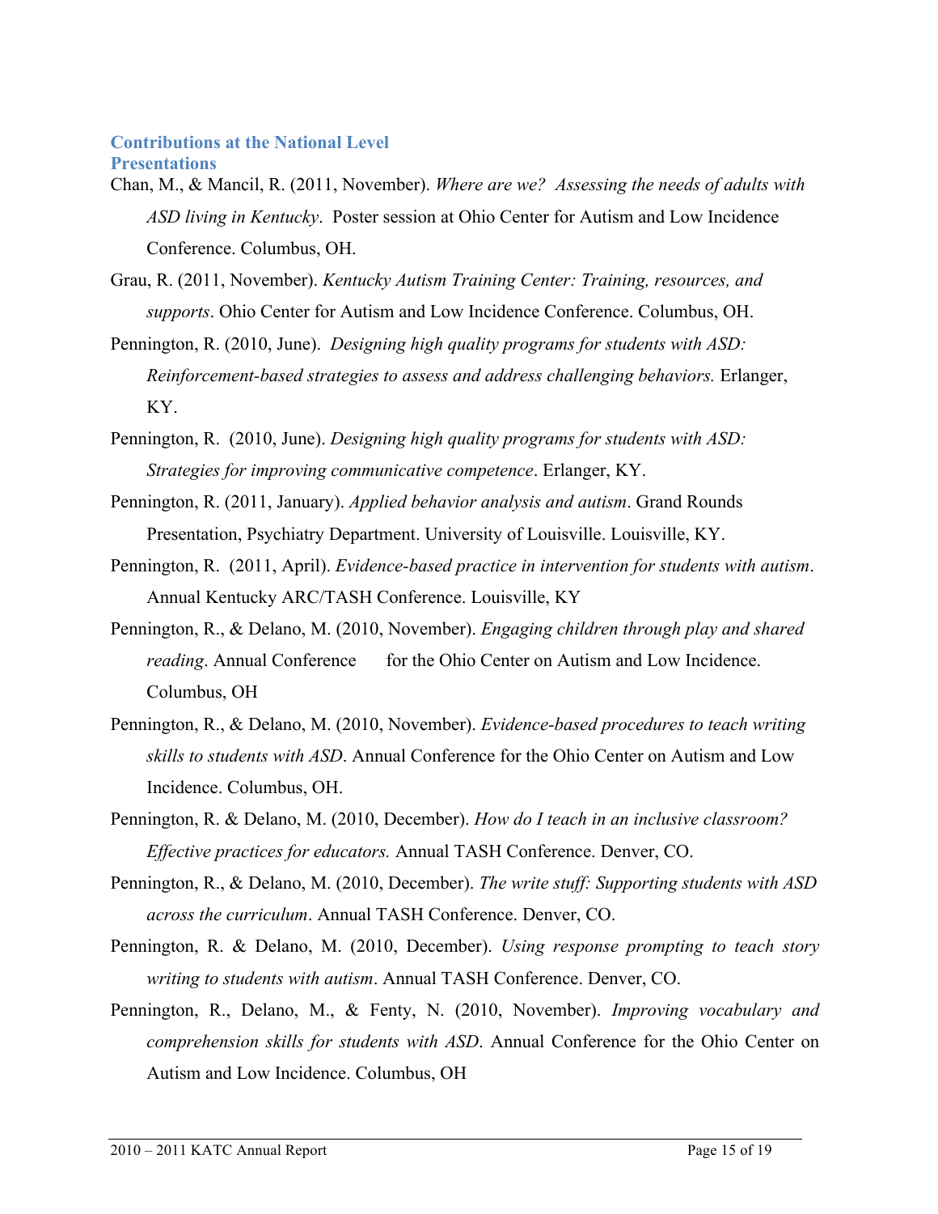## Contributions at the National Level

### Presentations

Chan, M., & Mancil, R. (2011, November). *Where are we? Assessing the needs of adults with ASD living in Kentucky*. Poster session at Ohio Center for Autism and Low Incidence Conference. Columbus, OH.

Grau, R. (2011, November). *Kentucky Autism Training Center: Training, resources, and supports*. Ohio Center for Autism and Low Incidence Conference. Columbus, OH.

Pennington, R. (2010, June). *Designing high quality programs for students with ASD: Reinforcement-based strategies to assess and address challenging behaviors.* Erlanger, KY.

Pennington, R. (2010, June). *Designing high quality programs for students with ASD: Strategies for improving communicative competence*. Erlanger, KY.

Pennington, R. (2011, January). *Applied behavior analysis and autism*. Grand Rounds Presentation, Psychiatry Department. University of Louisville. Louisville, KY.

Pennington, R. (2011, April). *Evidence-based practice in intervention for students with autism*. Annual Kentucky ARC/TASH Conference. Louisville, KY

Pennington, R., & Delano, M. (2010, November). *Engaging children through play and shared reading*. Annual Conference for the Ohio Center on Autism and Low Incidence. Columbus, OH

Pennington, R., & Delano, M. (2010, November). *Evidence-based procedures to teach writing skills to students with ASD*. Annual Conference for the Ohio Center on Autism and Low Incidence. Columbus, OH.

Pennington, R. & Delano, M. (2010, December). *How do I teach in an inclusive classroom? Effective practices for educators.* Annual TASH Conference. Denver, CO.

Pennington, R., & Delano, M. (2010, December). *The write stuff: Supporting students with ASD across the curriculum*. Annual TASH Conference. Denver, CO.

Pennington, R. & Delano, M. (2010, December). *Using response prompting to teach story writing to students with autism*. Annual TASH Conference. Denver, CO.

Pennington, R., Delano, M., & Fenty, N. (2010, November). *Improving vocabulary and comprehension skills for students with ASD*. Annual Conference for the Ohio Center on Autism and Low Incidence. Columbus, OH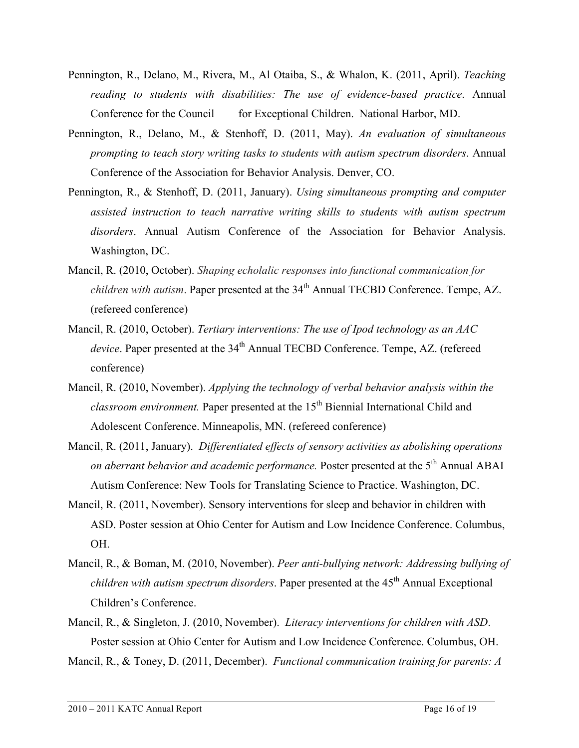Pennington, R., Delano, M., Rivera, M., Al Otaiba, S., & Whalon, K. (2011, April). *Teaching reading to students with disabilities: The use of evidence-based practice*. Annual Conference for the Council for Exceptional Children. National Harbor, MD.

Pennington, R., Delano, M., & Stenhoff, D. (2011, May). *An evaluation of simultaneous prompting to teach story writing tasks to students with autism spectrum disorders*. Annual Conference of the Association for Behavior Analysis. Denver, CO.

Pennington, R., & Stenhoff, D. (2011, January). *Using simultaneous prompting and computer assisted instruction to teach narrative writing skills to students with autism spectrum disorders*. Annual Autism Conference of the Association for Behavior Analysis. Washington, DC.

Mancil, R. (2010, October). *Shaping echolalic responses into functional communication for children with autism*. Paper presented at the 34th Annual TECBD Conference. Tempe, AZ. (refereed conference)

Mancil, R. (2010, October). *Tertiary interventions: The use of Ipod technology as an AAC device*. Paper presented at the 34th Annual TECBD Conference. Tempe, AZ. (refereed conference)

Mancil, R. (2010, November). *Applying the technology of verbal behavior analysis within the classroom environment.* Paper presented at the 15th Biennial International Child and Adolescent Conference. Minneapolis, MN. (refereed conference)

Mancil, R. (2011, January). *Differentiated effects of sensory activities as abolishing operations on aberrant behavior and academic performance.* Poster presented at the 5th Annual ABAI Autism Conference: New Tools for Translating Science to Practice. Washington, DC.

Mancil, R. (2011, November). Sensory interventions for sleep and behavior in children with ASD. Poster session at Ohio Center for Autism and Low Incidence Conference. Columbus, OH.

Mancil, R., & Boman, M. (2010, November). *Peer anti-bullying network: Addressing bullying of children with autism spectrum disorders*. Paper presented at the 45th Annual Exceptional Children's Conference.

Mancil, R., & Singleton, J. (2010, November). *Literacy interventions for children with ASD*. Poster session at Ohio Center for Autism and Low Incidence Conference. Columbus, OH.

Mancil, R., & Toney, D. (2011, December). *Functional communication training for parents: A*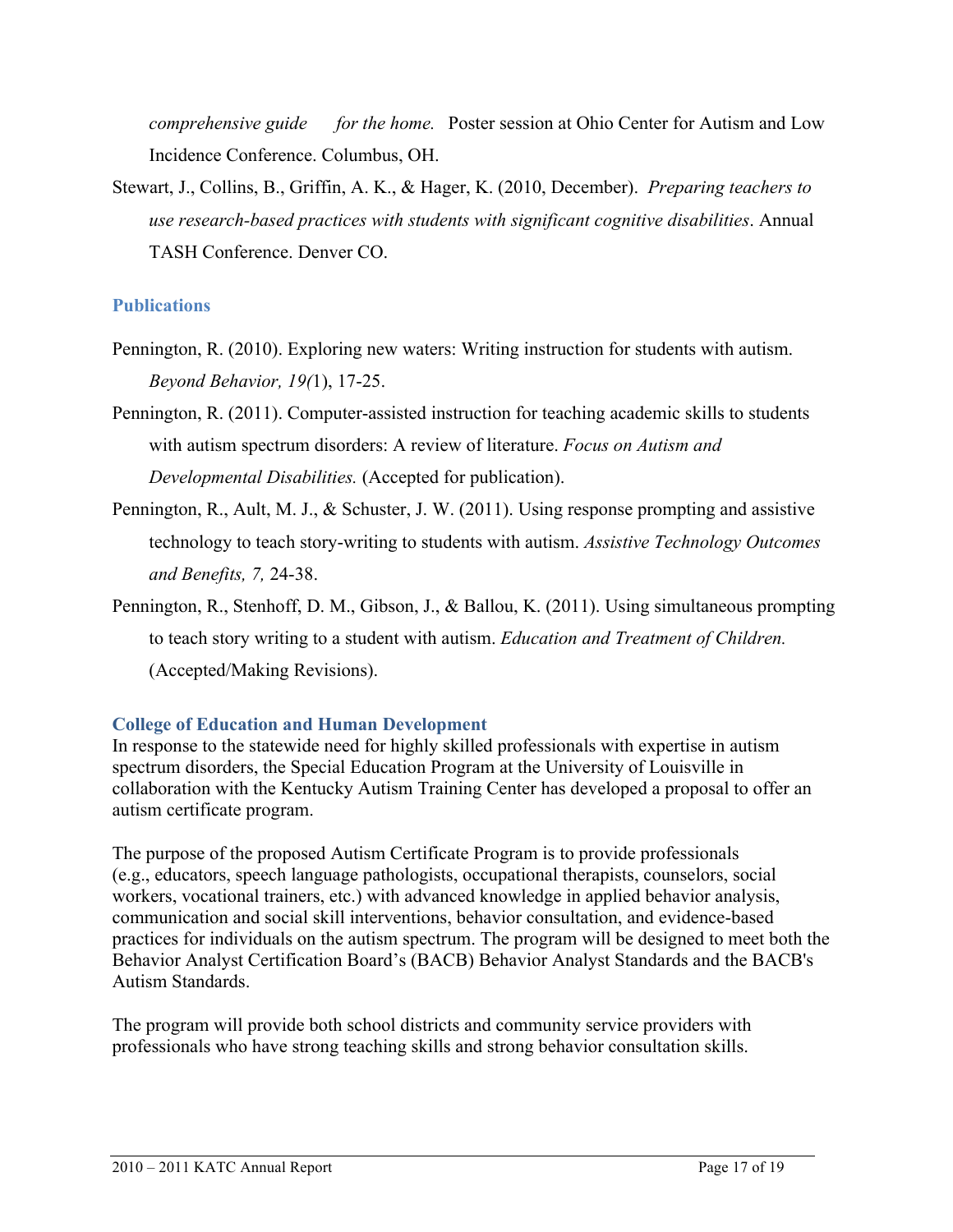*comprehensive guide for the home.* Poster session at Ohio Center for Autism and Low Incidence Conference. Columbus, OH.

Stewart, J., Collins, B., Griffin, A. K., & Hager, K. (2010, December). *Preparing teachers to use research-based practices with students with significant cognitive disabilities*. Annual TASH Conference. Denver CO.

### Publications

Pennington, R. (2010). Exploring new waters: Writing instruction for students with autism. *Beyond Behavior, 19(*1), 17-25.

Pennington, R. (2011). Computer-assisted instruction for teaching academic skills to students with autism spectrum disorders: A review of literature. *Focus on Autism and Developmental Disabilities.* (Accepted for publication).

Pennington, R., Ault, M. J., & Schuster, J. W. (2011). Using response prompting and assistive technology to teach story-writing to students with autism. *Assistive Technology Outcomes and Benefits, 7,* 24-38.

Pennington, R., Stenhoff, D. M., Gibson, J., & Ballou, K. (2011). Using simultaneous prompting to teach story writing to a student with autism. *Education and Treatment of Children.* (Accepted/Making Revisions).

### College of Education and Human Development

In response to the statewide need for highly skilled professionals with expertise in autism spectrum disorders, the Special Education Program at the University of Louisville in collaboration with the Kentucky Autism Training Center has developed a proposal to offer an autism certificate program.

The purpose of the proposed Autism Certificate Program is to provide professionals (e.g., educators, speech language pathologists, occupational therapists, counselors, social workers, vocational trainers, etc.) with advanced knowledge in applied behavior analysis, communication and social skill interventions, behavior consultation, and evidence-based practices for individuals on the autism spectrum. The program will be designed to meet both the Behavior Analyst Certification Board's (BACB) Behavior Analyst Standards and the BACB's Autism Standards.

The program will provide both school districts and community service providers with professionals who have strong teaching skills and strong behavior consultation skills.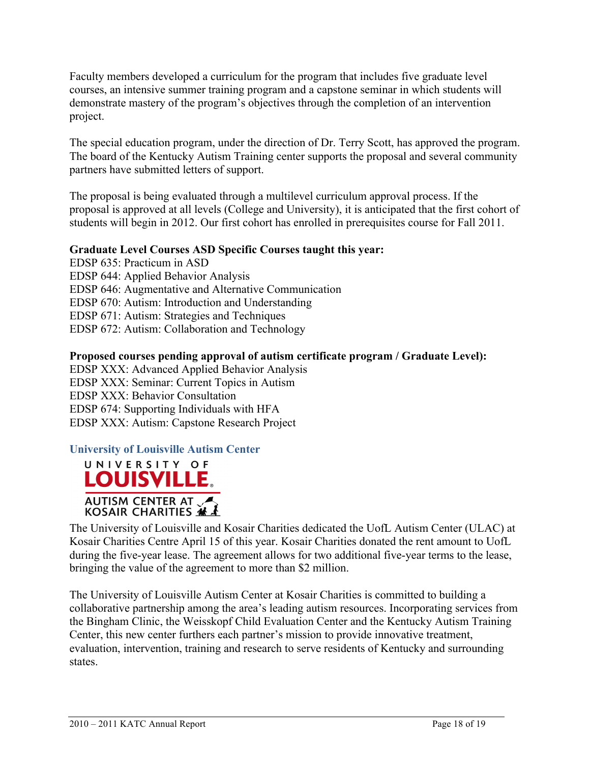Faculty members developed a curriculum for the program that includes five graduate level courses, an intensive summer training program and a capstone seminar in which students will demonstrate mastery of the program's objectives through the completion of an intervention project.

The special education program, under the direction of Dr. Terry Scott, has approved the program. The board of the Kentucky Autism Training center supports the proposal and several community partners have submitted letters of support.

The proposal is being evaluated through a multilevel curriculum approval process. If the proposal is approved at all levels (College and University), it is anticipated that the first cohort of students will begin in 2012. Our first cohort has enrolled in prerequisites course for Fall 2011.

**Graduate Level Courses ASD Specific Courses taught this year:**

EDSP 635: Practicum in ASD
EDSP 644: Applied Behavior Analysis
EDSP 646: Augmentative and Alternative Communication
EDSP 670: Autism: Introduction and Understanding
EDSP 671: Autism: Strategies and Techniques
EDSP 672: Autism: Collaboration and Technology

**Proposed courses pending approval of autism certificate program / Graduate Level):**

EDSP XXX: Advanced Applied Behavior Analysis
EDSP XXX: Seminar: Current Topics in Autism
EDSP XXX: Behavior Consultation
EDSP 674: Supporting Individuals with HFA
EDSP XXX: Autism: Capstone Research Project

### University of Louisville Autism Center

UNIVERSITY OF LOUISVILLE.
AUTISM CENTER AT KOSAIR CHARITIES

The University of Louisville and Kosair Charities dedicated the UofL Autism Center (ULAC) at Kosair Charities Centre April 15 of this year. Kosair Charities donated the rent amount to UofL during the five-year lease. The agreement allows for two additional five-year terms to the lease, bringing the value of the agreement to more than $2 million.

The University of Louisville Autism Center at Kosair Charities is committed to building a collaborative partnership among the area's leading autism resources. Incorporating services from the Bingham Clinic, the Weisskopf Child Evaluation Center and the Kentucky Autism Training Center, this new center furthers each partner's mission to provide innovative treatment, evaluation, intervention, training and research to serve residents of Kentucky and surrounding states.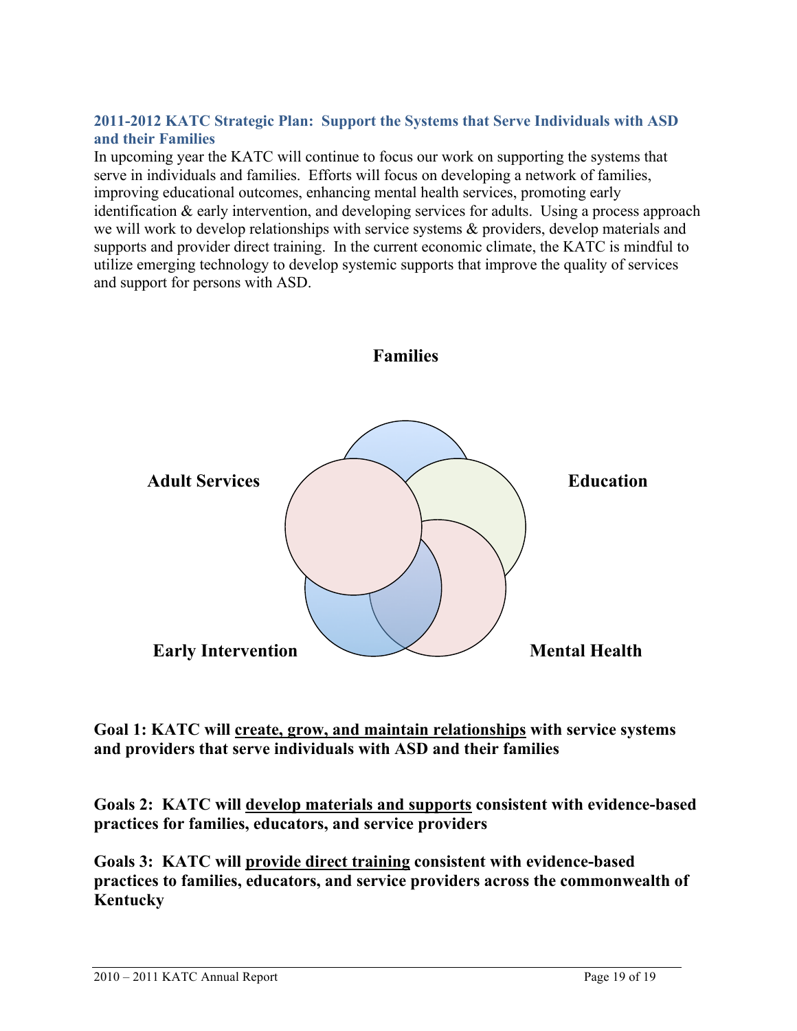## 2011-2012 KATC Strategic Plan: Support the Systems that Serve Individuals with ASD and their Families

In upcoming year the KATC will continue to focus our work on supporting the systems that serve in individuals and families. Efforts will focus on developing a network of families, improving educational outcomes, enhancing mental health services, promoting early identification & early intervention, and developing services for adults. Using a process approach we will work to develop relationships with service systems & providers, develop materials and supports and provider direct training. In the current economic climate, the KATC is mindful to utilize emerging technology to develop systemic supports that improve the quality of services and support for persons with ASD.

Families

Adult Services

Education

Early Intervention

Mental Health

**Goal 1: KATC will <u>create, grow, and maintain relationships</u> with service systems and providers that serve individuals with ASD and their families**

**Goals 2: KATC will <u>develop materials and supports</u> consistent with evidence-based practices for families, educators, and service providers**

**Goals 3: KATC will <u>provide direct training</u> consistent with evidence-based practices to families, educators, and service providers across the commonwealth of Kentucky**